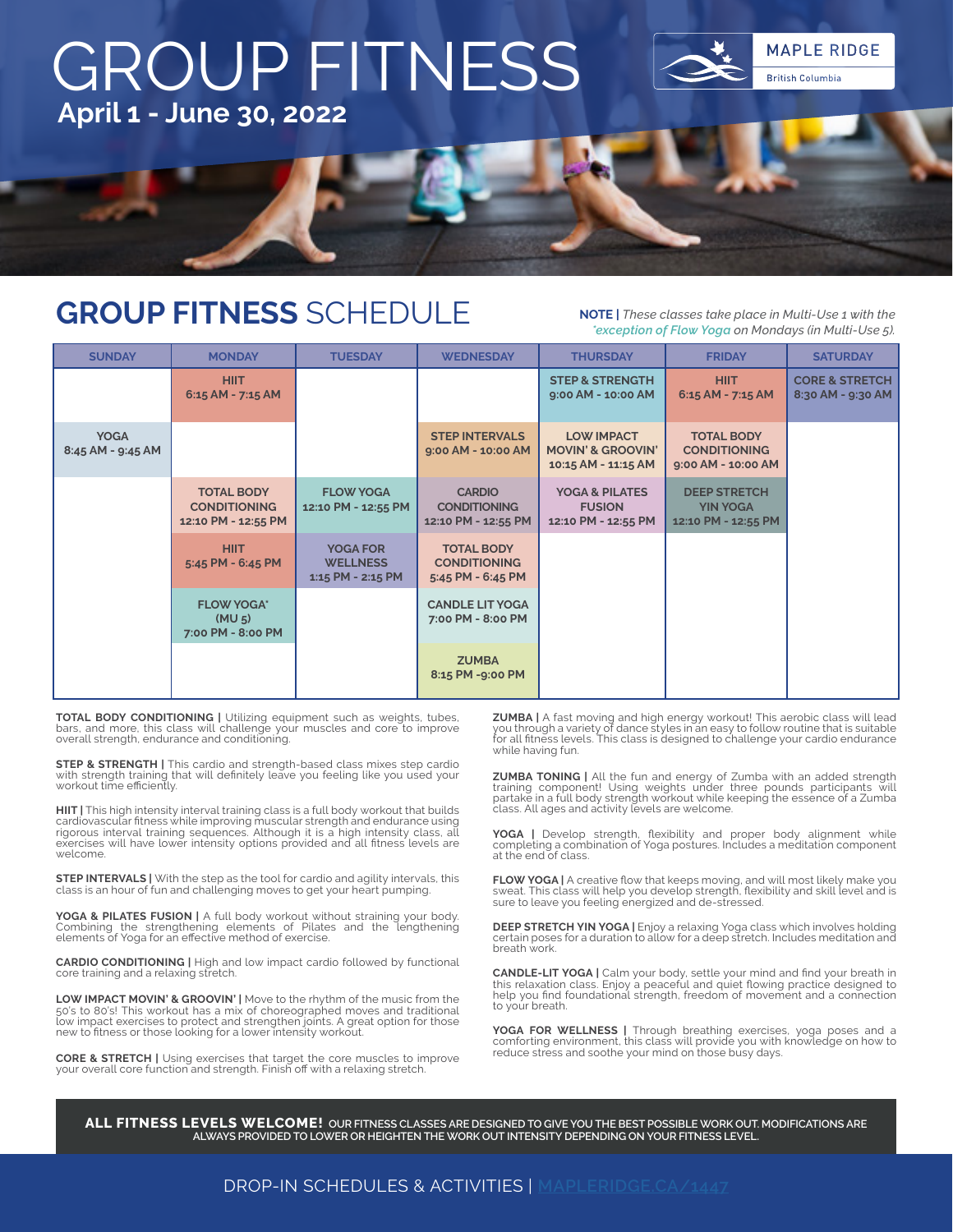# GROUP FITNESS

**April 1 - June 30, 2022**

MAPLE RIDGE
British Columbia

## GROUP FITNESS SCHEDULE

**NOTE |** *These classes take place in Multi-Use 1 with the \*exception of Flow Yoga on Mondays (in Multi-Use 5).*

| SUNDAY | MONDAY | TUESDAY | WEDNESDAY | THURSDAY | FRIDAY | SATURDAY |
|---|---|---|---|---|---|---|
| | **HIIT** 6:15 AM - 7:15 AM | | | **STEP & STRENGTH** 9:00 AM - 10:00 AM | **HIIT** 6:15 AM - 7:15 AM | **CORE & STRETCH** 8:30 AM - 9:30 AM |
| **YOGA** 8:45 AM - 9:45 AM | | | **STEP INTERVALS** 9:00 AM - 10:00 AM | **LOW IMPACT MOVIN' & GROOVIN'** 10:15 AM - 11:15 AM | **TOTAL BODY CONDITIONING** 9:00 AM - 10:00 AM | |
| | **TOTAL BODY CONDITIONING** 12:10 PM - 12:55 PM | **FLOW YOGA** 12:10 PM - 12:55 PM | **CARDIO CONDITIONING** 12:10 PM - 12:55 PM | **YOGA & PILATES FUSION** 12:10 PM - 12:55 PM | **DEEP STRETCH YIN YOGA** 12:10 PM - 12:55 PM | |
| | **HIIT** 5:45 PM - 6:45 PM | **YOGA FOR WELLNESS** 1:15 PM - 2:15 PM | **TOTAL BODY CONDITIONING** 5:45 PM - 6:45 PM | | | |
| | **FLOW YOGA\*** (MU 5) 7:00 PM - 8:00 PM | | **CANDLE LIT YOGA** 7:00 PM - 8:00 PM | | | |
| | | | **ZUMBA** 8:15 PM -9:00 PM | | | |

**TOTAL BODY CONDITIONING |** Utilizing equipment such as weights, tubes, bars, and more, this class will challenge your muscles and core to improve overall strength, endurance and conditioning.

**STEP & STRENGTH |** This cardio and strength-based class mixes step cardio with strength training that will definitely leave you feeling like you used your workout time efficiently.

**HIIT |** This high intensity interval training class is a full body workout that builds cardiovascular fitness while improving muscular strength and endurance using rigorous interval training sequences. Although it is a high intensity class, all exercises will have lower intensity options provided and all fitness levels are welcome.

**STEP INTERVALS |** With the step as the tool for cardio and agility intervals, this class is an hour of fun and challenging moves to get your heart pumping.

**YOGA & PILATES FUSION |** A full body workout without straining your body. Combining the strengthening elements of Pilates and the lengthening elements of Yoga for an effective method of exercise.

**CARDIO CONDITIONING |** High and low impact cardio followed by functional core training and a relaxing stretch.

**LOW IMPACT MOVIN' & GROOVIN' |** Move to the rhythm of the music from the 50's to 80's! This workout has a mix of choreographed moves and traditional low impact exercises to protect and strengthen joints. A great option for those new to fitness or those looking for a lower intensity workout.

**CORE & STRETCH |** Using exercises that target the core muscles to improve your overall core function and strength. Finish off with a relaxing stretch.

**ZUMBA |** A fast moving and high energy workout! This aerobic class will lead you through a variety of dance styles in an easy to follow routine that is suitable for all fitness levels. This class is designed to challenge your cardio endurance while having fun.

**ZUMBA TONING |** All the fun and energy of Zumba with an added strength training component! Using weights under three pounds participants will partake in a full body strength workout while keeping the essence of a Zumba class. All ages and activity levels are welcome.

**YOGA |** Develop strength, flexibility and proper body alignment while completing a combination of Yoga postures. Includes a meditation component at the end of class.

**FLOW YOGA |** A creative flow that keeps moving, and will most likely make you sweat. This class will help you develop strength, flexibility and skill level and is sure to leave you feeling energized and de-stressed.

**DEEP STRETCH YIN YOGA |** Enjoy a relaxing Yoga class which involves holding certain poses for a duration to allow for a deep stretch. Includes meditation and breath work.

**CANDLE-LIT YOGA |** Calm your body, settle your mind and find your breath in this relaxation class. Enjoy a peaceful and quiet flowing practice designed to help you find foundational strength, freedom of movement and a connection to your breath.

**YOGA FOR WELLNESS |** Through breathing exercises, yoga poses and a comforting environment, this class will provide you with knowledge on how to reduce stress and soothe your mind on those busy days.

**ALL FITNESS LEVELS WELCOME!** OUR FITNESS CLASSES ARE DESIGNED TO GIVE YOU THE BEST POSSIBLE WORK OUT. MODIFICATIONS ARE ALWAYS PROVIDED TO LOWER OR HEIGHTEN THE WORK OUT INTENSITY DEPENDING ON YOUR FITNESS LEVEL.

DROP-IN SCHEDULES & ACTIVITIES | MAPLERIDGE.CA/1447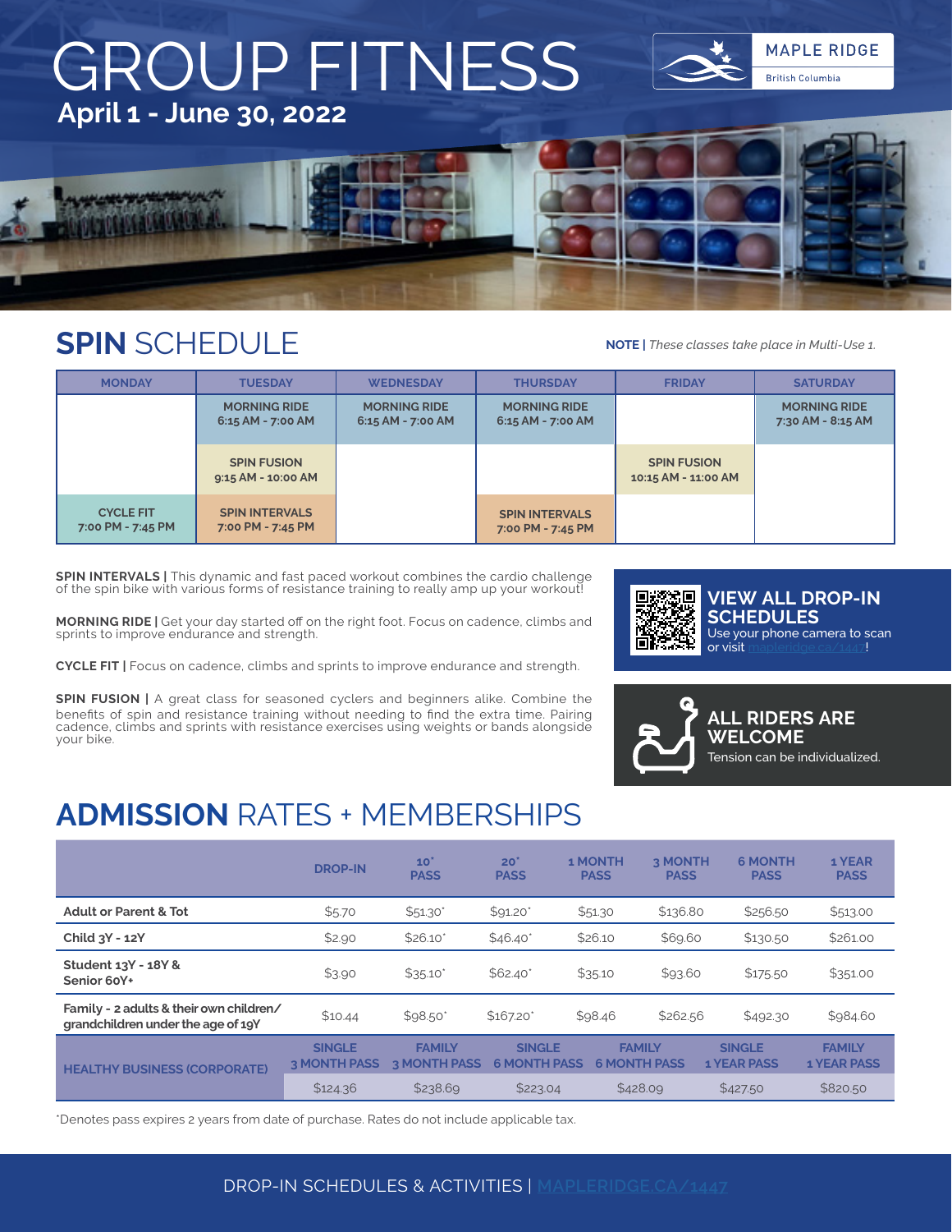# GROUP FITNESS

**April 1 - June 30, 2022**

MAPLE RIDGE
British Columbia

## **SPIN** SCHEDULE

**NOTE |** *These classes take place in Multi-Use 1.*

| MONDAY | TUESDAY | WEDNESDAY | THURSDAY | FRIDAY | SATURDAY |
|---|---|---|---|---|---|
| | **MORNING RIDE** 6:15 AM - 7:00 AM | **MORNING RIDE** 6:15 AM - 7:00 AM | **MORNING RIDE** 6:15 AM - 7:00 AM | | **MORNING RIDE** 7:30 AM - 8:15 AM |
| | **SPIN FUSION** 9:15 AM - 10:00 AM | | | **SPIN FUSION** 10:15 AM - 11:00 AM | |
| **CYCLE FIT** 7:00 PM - 7:45 PM | **SPIN INTERVALS** 7:00 PM - 7:45 PM | | **SPIN INTERVALS** 7:00 PM - 7:45 PM | | |

**SPIN INTERVALS |** This dynamic and fast paced workout combines the cardio challenge of the spin bike with various forms of resistance training to really amp up your workout!

**MORNING RIDE |** Get your day started off on the right foot. Focus on cadence, climbs and sprints to improve endurance and strength.

**CYCLE FIT |** Focus on cadence, climbs and sprints to improve endurance and strength.

**SPIN FUSION |** A great class for seasoned cyclers and beginners alike. Combine the benefits of spin and resistance training without needing to find the extra time. Pairing cadence, climbs and sprints with resistance exercises using weights or bands alongside your bike.

**VIEW ALL DROP-IN SCHEDULES**
Use your phone camera to scan or visit mapleridge.ca/1447!

**ALL RIDERS ARE WELCOME**
Tension can be individualized.

## **ADMISSION** RATES + MEMBERSHIPS

| | DROP-IN | 10* PASS | 20* PASS | 1 MONTH PASS | 3 MONTH PASS | 6 MONTH PASS | 1 YEAR PASS |
|---|---|---|---|---|---|---|---|
| **Adult or Parent & Tot** | $5.70 | $51.30* | $91.20* | $51.30 | $136.80 | $256.50 | $513.00 |
| **Child 3Y - 12Y** | $2.90 | $26.10* | $46.40* | $26.10 | $69.60 | $130.50 | $261.00 |
| **Student 13Y - 18Y & Senior 60Y+** | $3.90 | $35.10* | $62.40* | $35.10 | $93.60 | $175.50 | $351.00 |
| **Family - 2 adults & their own children/ grandchildren under the age of 19Y** | $10.44 | $98.50* | $167.20* | $98.46 | $262.56 | $492.30 | $984.60 |

| HEALTHY BUSINESS (CORPORATE) | SINGLE 3 MONTH PASS | FAMILY 3 MONTH PASS | SINGLE 6 MONTH PASS | FAMILY 6 MONTH PASS | SINGLE 1 YEAR PASS | FAMILY 1 YEAR PASS |
|---|---|---|---|---|---|---|
| | $124.36 | $238.69 | $223.04 | $428.09 | $427.50 | $820.50 |

*Denotes pass expires 2 years from date of purchase. Rates do not include applicable tax.

DROP-IN SCHEDULES & ACTIVITIES | MAPLERIDGE.CA/1447